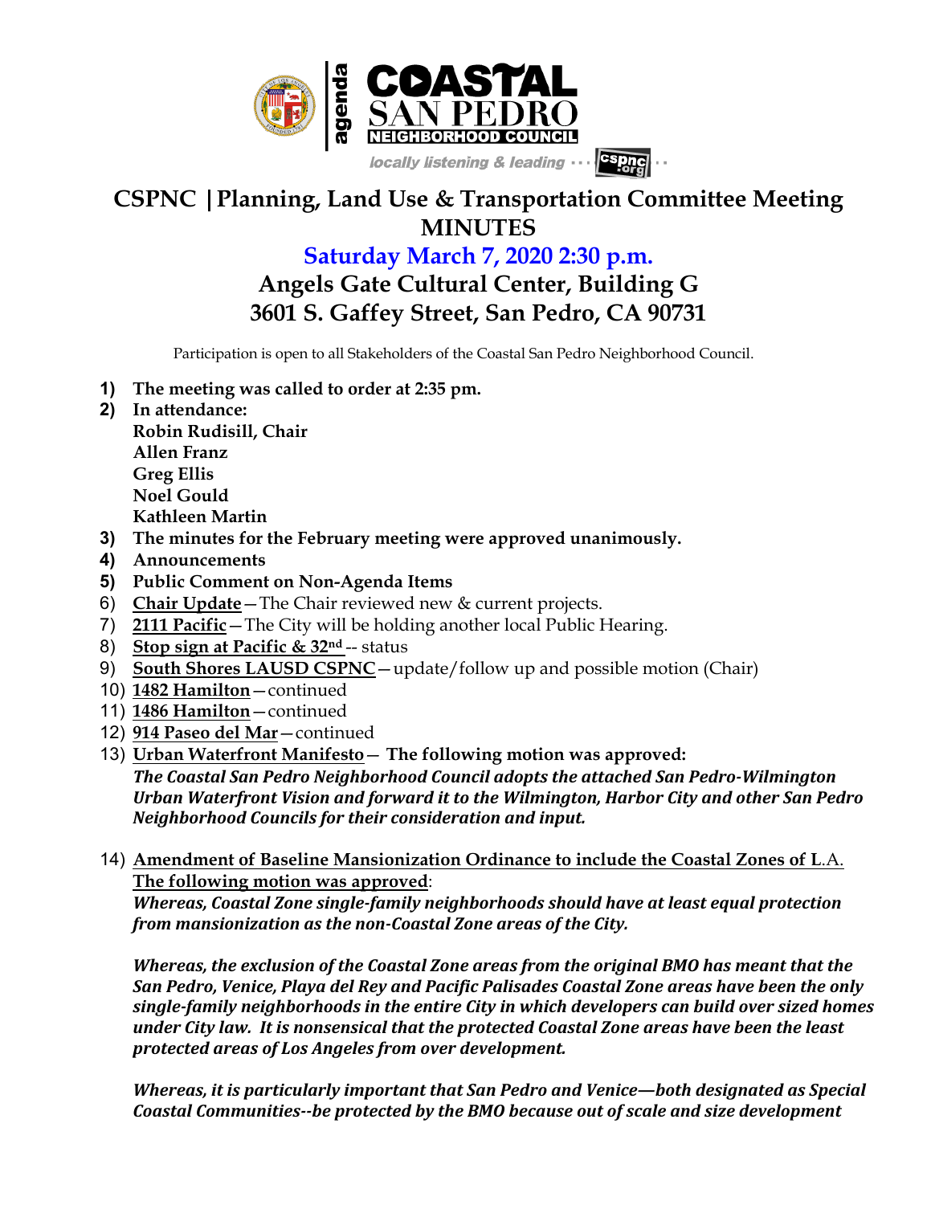agenda

# COASTAL SAN PEDRO NEIGHBORHOOD COUNCIL

locally listening & leading ··· cspnc.org ··

# CSPNC | Planning, Land Use & Transportation Committee Meeting MINUTES

## Saturday March 7, 2020 2:30 p.m.

## Angels Gate Cultural Center, Building G
## 3601 S. Gaffey Street, San Pedro, CA 90731

Participation is open to all Stakeholders of the Coastal San Pedro Neighborhood Council.

1) **The meeting was called to order at 2:35 pm.**
2) **In attendance:**
   **Robin Rudisill, Chair**
   **Allen Franz**
   **Greg Ellis**
   **Noel Gould**
   **Kathleen Martin**
3) **The minutes for the February meeting were approved unanimously.**
4) **Announcements**
5) **Public Comment on Non-Agenda Items**
6) **Chair Update**—The Chair reviewed new & current projects.
7) **2111 Pacific**—The City will be holding another local Public Hearing.
8) **Stop sign at Pacific & 32nd** -- status
9) **South Shores LAUSD CSPNC**—update/follow up and possible motion (Chair)
10) **1482 Hamilton**—continued
11) **1486 Hamilton**—continued
12) **914 Paseo del Mar**—continued
13) **Urban Waterfront Manifesto**— **The following motion was approved:**
    ***The Coastal San Pedro Neighborhood Council adopts the attached San Pedro-Wilmington Urban Waterfront Vision and forward it to the Wilmington, Harbor City and other San Pedro Neighborhood Councils for their consideration and input.***

14) **Amendment of Baseline Mansionization Ordinance to include the Coastal Zones of L.A. The following motion was approved**:
    ***Whereas, Coastal Zone single-family neighborhoods should have at least equal protection from mansionization as the non-Coastal Zone areas of the City.***

    ***Whereas, the exclusion of the Coastal Zone areas from the original BMO has meant that the San Pedro, Venice, Playa del Rey and Pacific Palisades Coastal Zone areas have been the only single-family neighborhoods in the entire City in which developers can build over sized homes under City law. It is nonsensical that the protected Coastal Zone areas have been the least protected areas of Los Angeles from over development.***

    ***Whereas, it is particularly important that San Pedro and Venice—both designated as Special Coastal Communities--be protected by the BMO because out of scale and size development***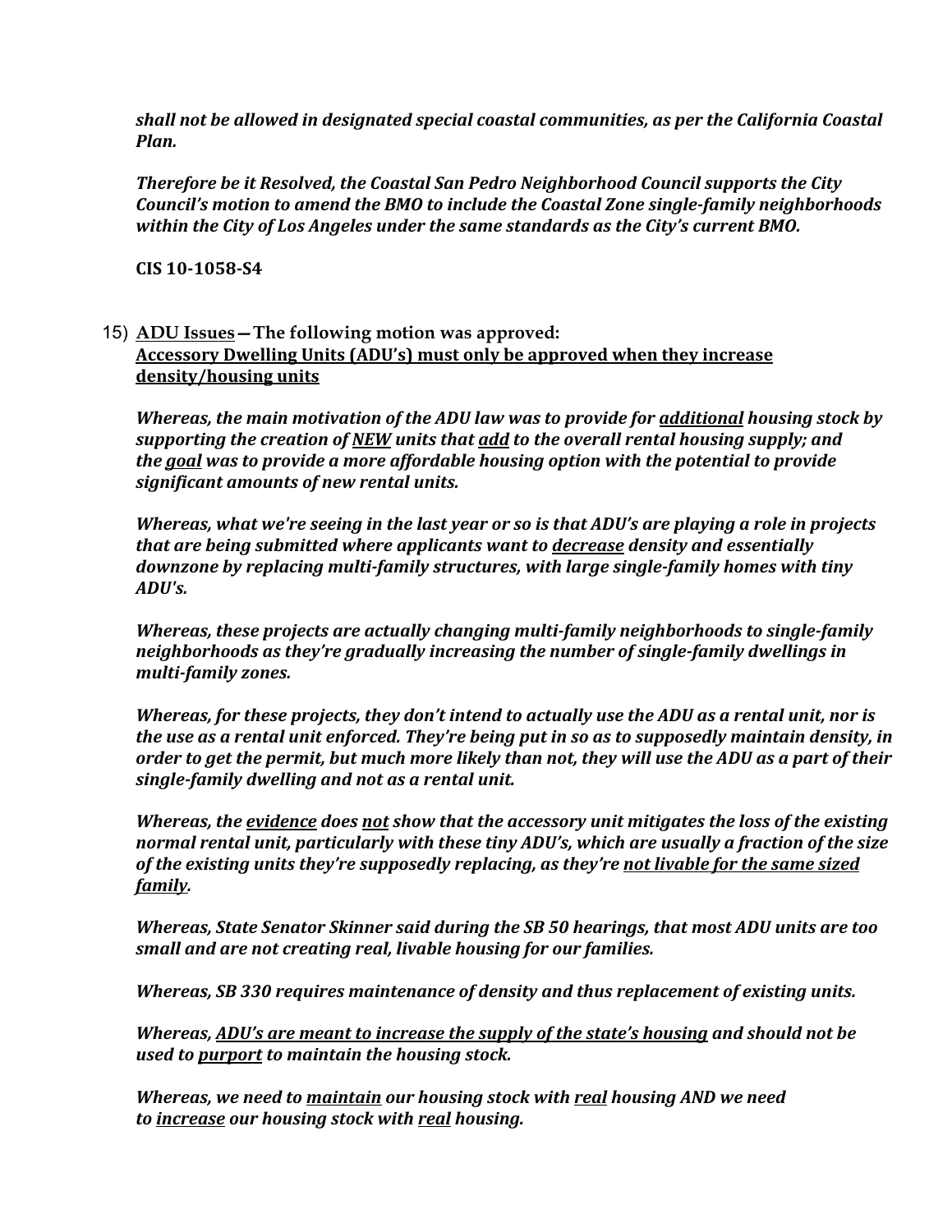***shall not be allowed in designated special coastal communities, as per the California Coastal Plan.***

***Therefore be it Resolved, the Coastal San Pedro Neighborhood Council supports the City Council's motion to amend the BMO to include the Coastal Zone single-family neighborhoods within the City of Los Angeles under the same standards as the City's current BMO.***

**CIS 10-1058-S4**

15) **<u>ADU Issues</u> — The following motion was approved:**
**<u>Accessory Dwelling Units (ADU's) must only be approved when they increase density/housing units</u>**

***Whereas, the main motivation of the ADU law was to provide for <u>additional</u> housing stock by supporting the creation of <u>NEW</u> units that <u>add</u> to the overall rental housing supply; and the <u>goal</u> was to provide a more affordable housing option with the potential to provide significant amounts of new rental units.***

***Whereas, what we're seeing in the last year or so is that ADU's are playing a role in projects that are being submitted where applicants want to <u>decrease</u> density and essentially downzone by replacing multi-family structures, with large single-family homes with tiny ADU's.***

***Whereas, these projects are actually changing multi-family neighborhoods to single-family neighborhoods as they're gradually increasing the number of single-family dwellings in multi-family zones.***

***Whereas, for these projects, they don't intend to actually use the ADU as a rental unit, nor is the use as a rental unit enforced. They're being put in so as to supposedly maintain density, in order to get the permit, but much more likely than not, they will use the ADU as a part of their single-family dwelling and not as a rental unit.***

***Whereas, the <u>evidence</u> does <u>not</u> show that the accessory unit mitigates the loss of the existing normal rental unit, particularly with these tiny ADU's, which are usually a fraction of the size of the existing units they're supposedly replacing, as they're <u>not livable for the same sized family</u>.***

***Whereas, State Senator Skinner said during the SB 50 hearings, that most ADU units are too small and are not creating real, livable housing for our families.***

***Whereas, SB 330 requires maintenance of density and thus replacement of existing units.***

***Whereas, <u>ADU's are meant to increase the supply of the state's housing</u> and should not be used to <u>purport</u> to maintain the housing stock.***

***Whereas, we need to <u>maintain</u> our housing stock with <u>real</u> housing AND we need to <u>increase</u> our housing stock with <u>real</u> housing.***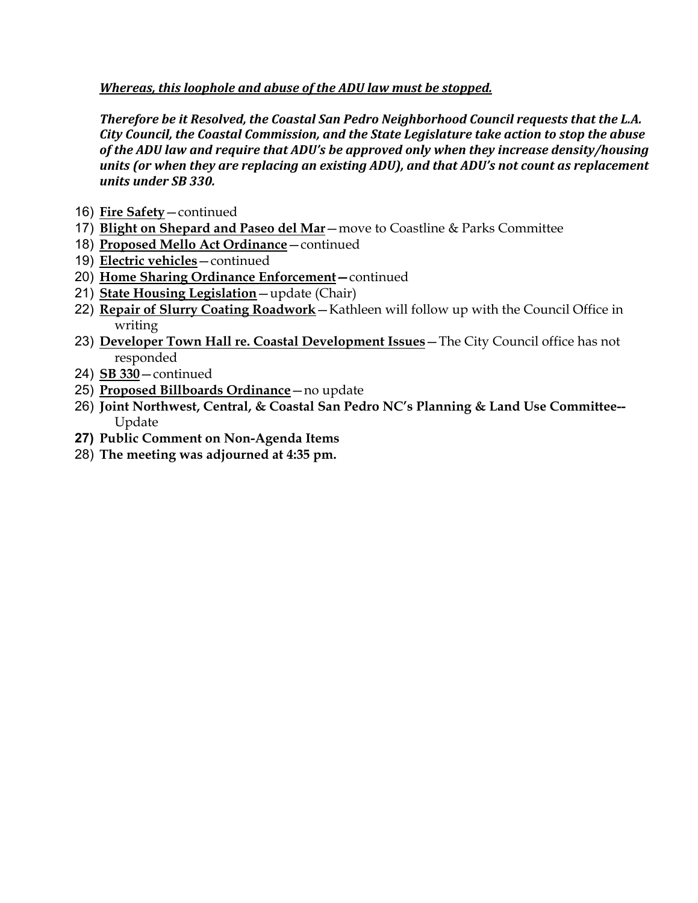***Whereas, this loophole and abuse of the ADU law must be stopped.***

***Therefore be it Resolved, the Coastal San Pedro Neighborhood Council requests that the L.A. City Council, the Coastal Commission, and the State Legislature take action to stop the abuse of the ADU law and require that ADU's be approved only when they increase density/housing units (or when they are replacing an existing ADU), and that ADU's not count as replacement units under SB 330.***

16) **Fire Safety**—continued
17) **Blight on Shepard and Paseo del Mar**—move to Coastline & Parks Committee
18) **Proposed Mello Act Ordinance**—continued
19) **Electric vehicles**—continued
20) **Home Sharing Ordinance Enforcement**—continued
21) **State Housing Legislation**—update (Chair)
22) **Repair of Slurry Coating Roadwork**—Kathleen will follow up with the Council Office in writing
23) **Developer Town Hall re. Coastal Development Issues**—The City Council office has not responded
24) **SB 330**—continued
25) **Proposed Billboards Ordinance**—no update
26) **Joint Northwest, Central, & Coastal San Pedro NC's Planning & Land Use Committee--** Update
27) **Public Comment on Non-Agenda Items**
28) **The meeting was adjourned at 4:35 pm.**